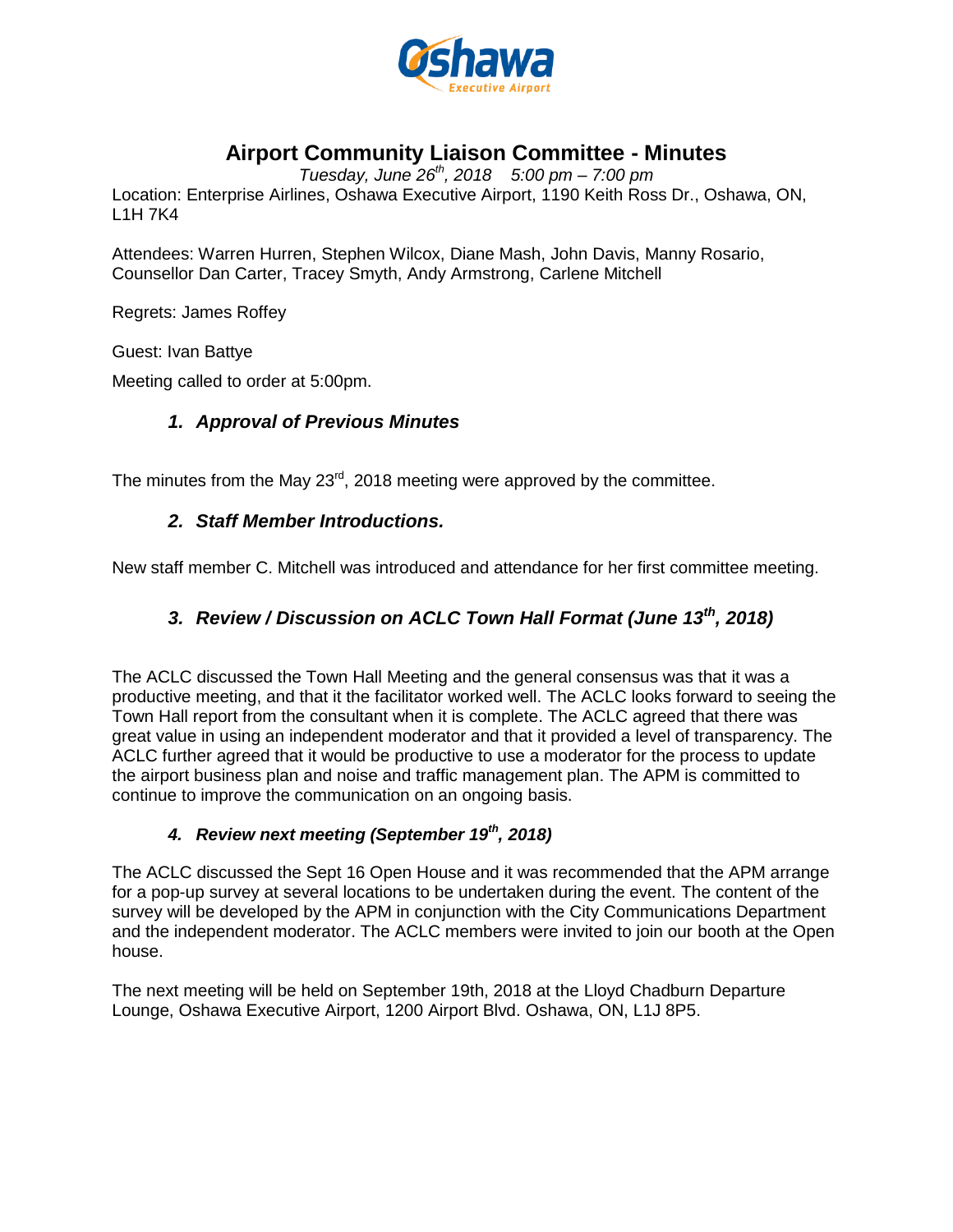# Airport Community Liaison Committee - Minutes

*Tuesday, June 26th, 2018    5:00 pm – 7:00 pm*

Location: Enterprise Airlines, Oshawa Executive Airport, 1190 Keith Ross Dr., Oshawa, ON, L1H 7K4

Attendees: Warren Hurren, Stephen Wilcox, Diane Mash, John Davis, Manny Rosario, Counsellor Dan Carter, Tracey Smyth, Andy Armstrong, Carlene Mitchell

Regrets: James Roffey

Guest: Ivan Battye

Meeting called to order at 5:00pm.

### *1. Approval of Previous Minutes*

The minutes from the May 23rd, 2018 meeting were approved by the committee.

### *2. Staff Member Introductions.*

New staff member C. Mitchell was introduced and attendance for her first committee meeting.

### *3. Review / Discussion on ACLC Town Hall Format (June 13th, 2018)*

The ACLC discussed the Town Hall Meeting and the general consensus was that it was a productive meeting, and that it the facilitator worked well. The ACLC looks forward to seeing the Town Hall report from the consultant when it is complete. The ACLC agreed that there was great value in using an independent moderator and that it provided a level of transparency. The ACLC further agreed that it would be productive to use a moderator for the process to update the airport business plan and noise and traffic management plan. The APM is committed to continue to improve the communication on an ongoing basis.

### *4. Review next meeting (September 19th, 2018)*

The ACLC discussed the Sept 16 Open House and it was recommended that the APM arrange for a pop-up survey at several locations to be undertaken during the event. The content of the survey will be developed by the APM in conjunction with the City Communications Department and the independent moderator. The ACLC members were invited to join our booth at the Open house.

The next meeting will be held on September 19th, 2018 at the Lloyd Chadburn Departure Lounge, Oshawa Executive Airport, 1200 Airport Blvd. Oshawa, ON, L1J 8P5.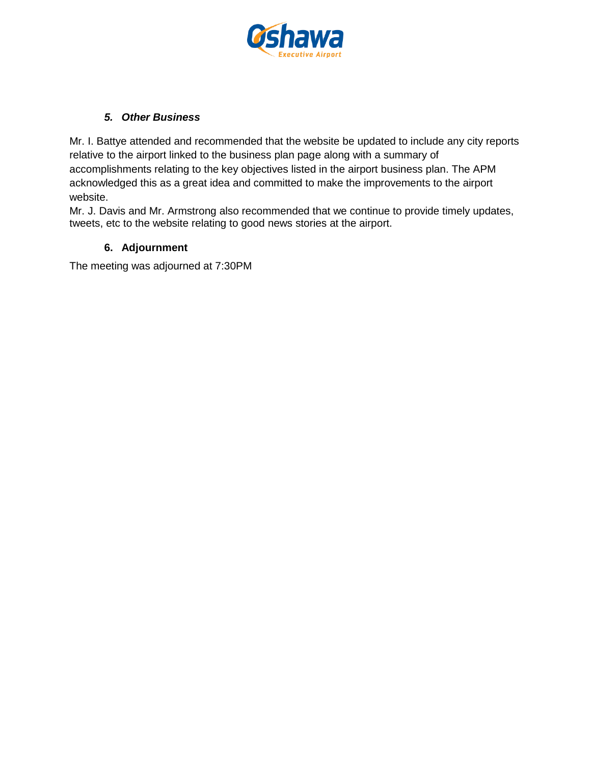### *5. Other Business*

Mr. I. Battye attended and recommended that the website be updated to include any city reports relative to the airport linked to the business plan page along with a summary of accomplishments relating to the key objectives listed in the airport business plan. The APM acknowledged this as a great idea and committed to make the improvements to the airport website.

Mr. J. Davis and Mr. Armstrong also recommended that we continue to provide timely updates, tweets, etc to the website relating to good news stories at the airport.

### 6. Adjournment

The meeting was adjourned at 7:30PM